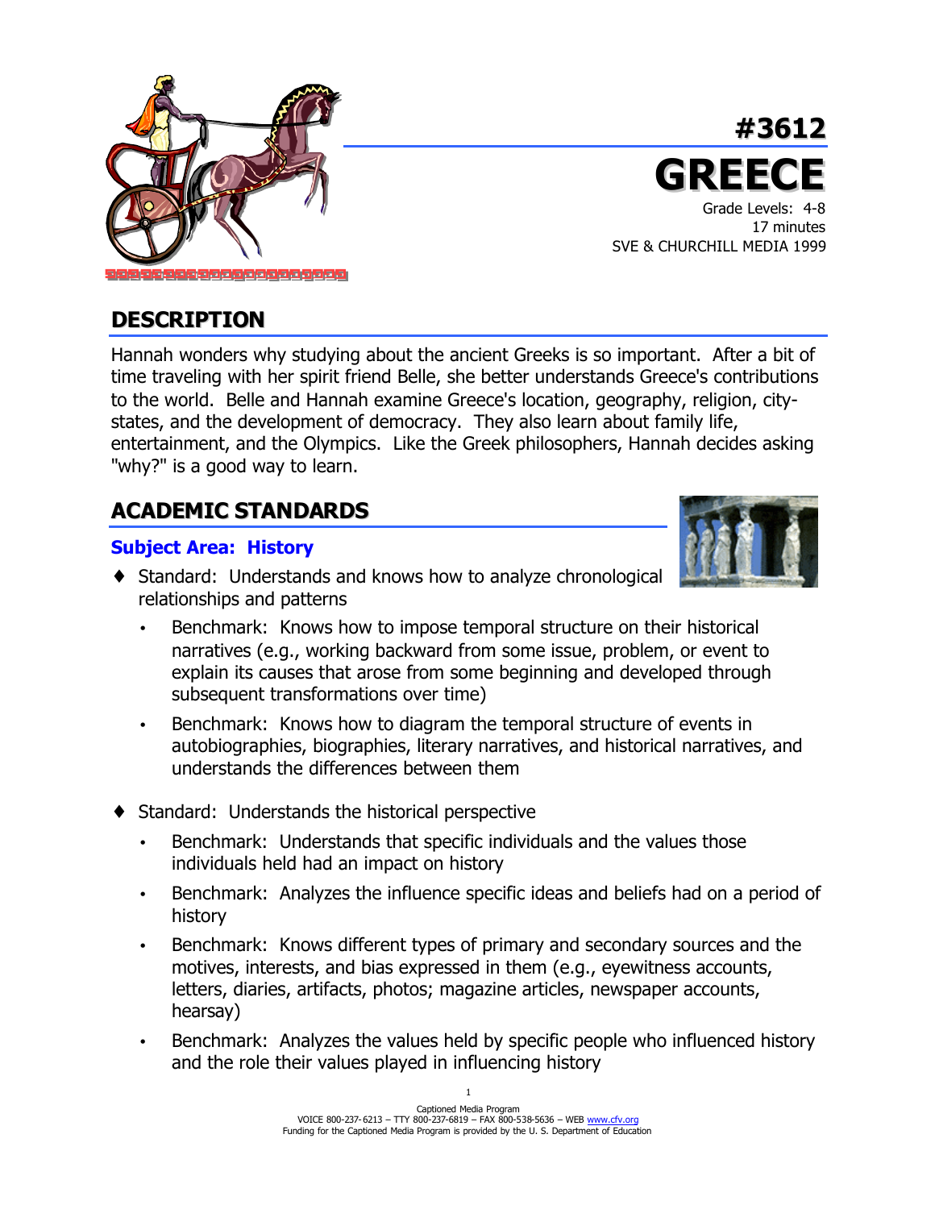# #3612

# GREECE

Grade Levels: 4-8
17 minutes
SVE & CHURCHILL MEDIA 1999

## DESCRIPTION

Hannah wonders why studying about the ancient Greeks is so important. After a bit of time traveling with her spirit friend Belle, she better understands Greece's contributions to the world. Belle and Hannah examine Greece's location, geography, religion, city-states, and the development of democracy. They also learn about family life, entertainment, and the Olympics. Like the Greek philosophers, Hannah decides asking "why?" is a good way to learn.

## ACADEMIC STANDARDS

### Subject Area: History

- Standard: Understands and knows how to analyze chronological relationships and patterns
  - Benchmark: Knows how to impose temporal structure on their historical narratives (e.g., working backward from some issue, problem, or event to explain its causes that arose from some beginning and developed through subsequent transformations over time)
  - Benchmark: Knows how to diagram the temporal structure of events in autobiographies, biographies, literary narratives, and historical narratives, and understands the differences between them
- Standard: Understands the historical perspective
  - Benchmark: Understands that specific individuals and the values those individuals held had an impact on history
  - Benchmark: Analyzes the influence specific ideas and beliefs had on a period of history
  - Benchmark: Knows different types of primary and secondary sources and the motives, interests, and bias expressed in them (e.g., eyewitness accounts, letters, diaries, artifacts, photos; magazine articles, newspaper accounts, hearsay)
  - Benchmark: Analyzes the values held by specific people who influenced history and the role their values played in influencing history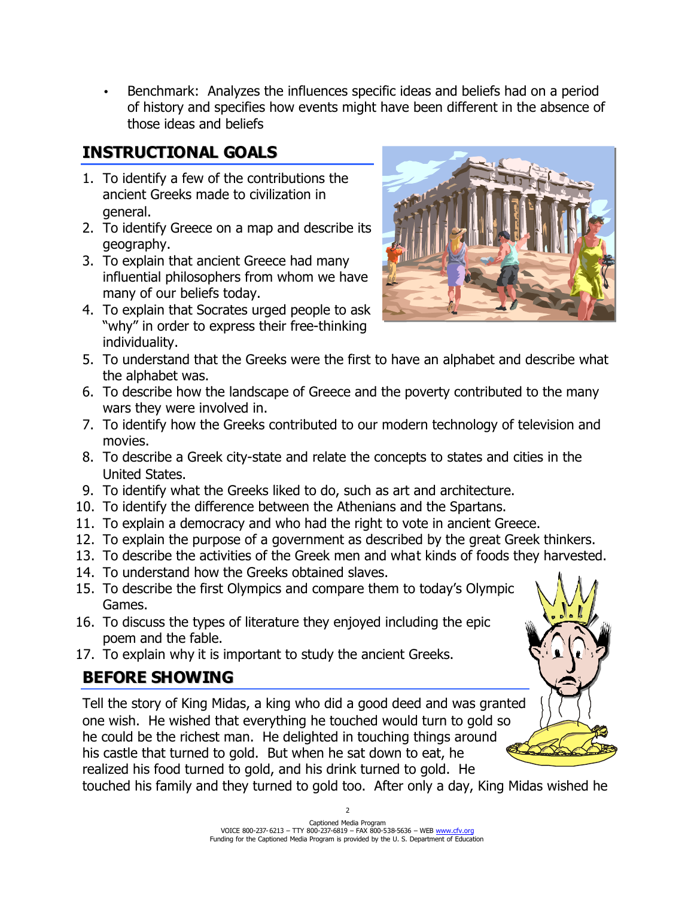- Benchmark: Analyzes the influences specific ideas and beliefs had on a period of history and specifies how events might have been different in the absence of those ideas and beliefs

## INSTRUCTIONAL GOALS

1. To identify a few of the contributions the ancient Greeks made to civilization in general.
2. To identify Greece on a map and describe its geography.
3. To explain that ancient Greece had many influential philosophers from whom we have many of our beliefs today.
4. To explain that Socrates urged people to ask "why" in order to express their free-thinking individuality.
5. To understand that the Greeks were the first to have an alphabet and describe what the alphabet was.
6. To describe how the landscape of Greece and the poverty contributed to the many wars they were involved in.
7. To identify how the Greeks contributed to our modern technology of television and movies.
8. To describe a Greek city-state and relate the concepts to states and cities in the United States.
9. To identify what the Greeks liked to do, such as art and architecture.
10. To identify the difference between the Athenians and the Spartans.
11. To explain a democracy and who had the right to vote in ancient Greece.
12. To explain the purpose of a government as described by the great Greek thinkers.
13. To describe the activities of the Greek men and what kinds of foods they harvested.
14. To understand how the Greeks obtained slaves.
15. To describe the first Olympics and compare them to today's Olympic Games.
16. To discuss the types of literature they enjoyed including the epic poem and the fable.
17. To explain why it is important to study the ancient Greeks.

## BEFORE SHOWING

Tell the story of King Midas, a king who did a good deed and was granted one wish. He wished that everything he touched would turn to gold so he could be the richest man. He delighted in touching things around his castle that turned to gold. But when he sat down to eat, he realized his food turned to gold, and his drink turned to gold. He touched his family and they turned to gold too. After only a day, King Midas wished he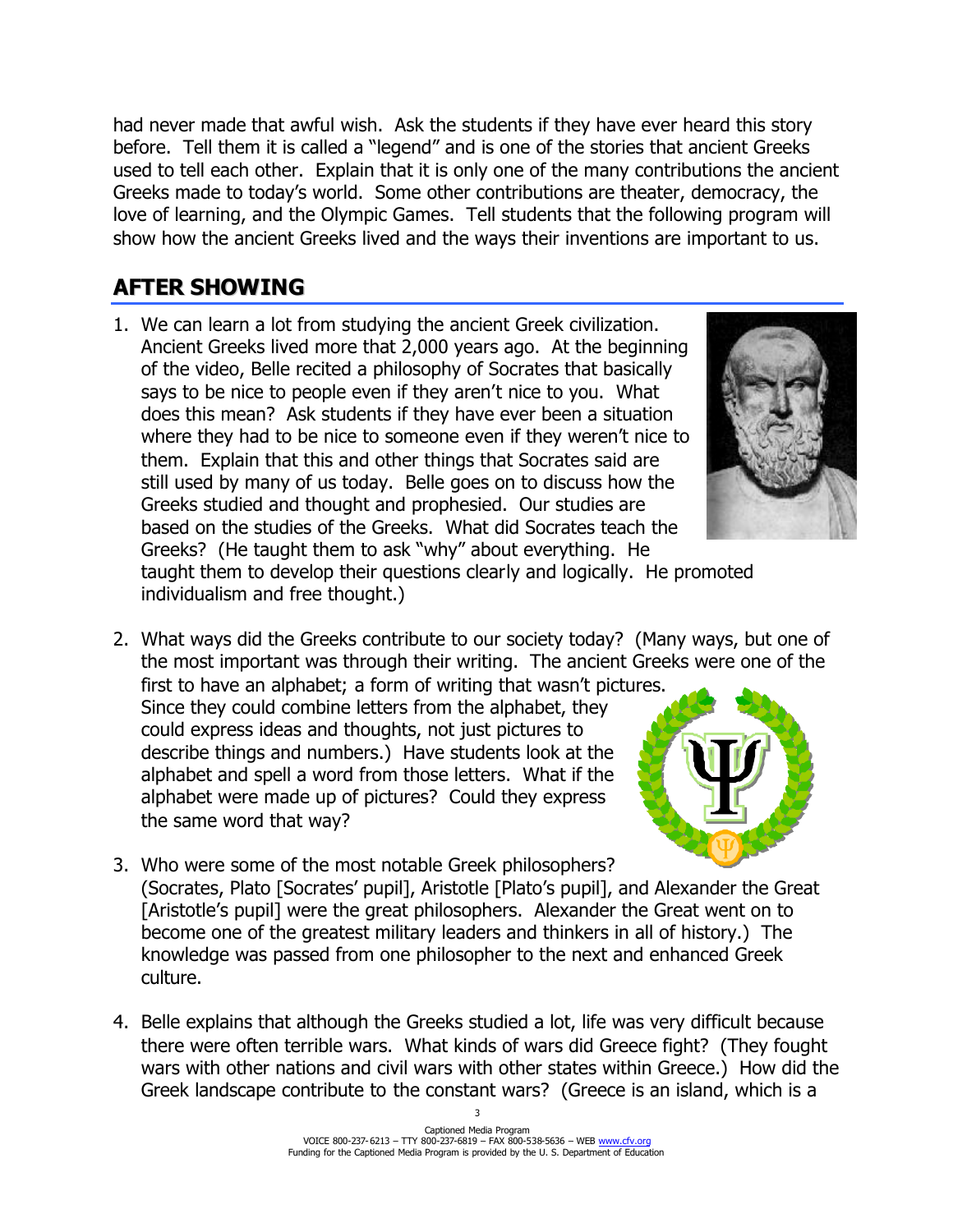had never made that awful wish. Ask the students if they have ever heard this story before. Tell them it is called a "legend" and is one of the stories that ancient Greeks used to tell each other. Explain that it is only one of the many contributions the ancient Greeks made to today's world. Some other contributions are theater, democracy, the love of learning, and the Olympic Games. Tell students that the following program will show how the ancient Greeks lived and the ways their inventions are important to us.

## AFTER SHOWING

1. We can learn a lot from studying the ancient Greek civilization. Ancient Greeks lived more that 2,000 years ago. At the beginning of the video, Belle recited a philosophy of Socrates that basically says to be nice to people even if they aren't nice to you. What does this mean? Ask students if they have ever been a situation where they had to be nice to someone even if they weren't nice to them. Explain that this and other things that Socrates said are still used by many of us today. Belle goes on to discuss how the Greeks studied and thought and prophesied. Our studies are based on the studies of the Greeks. What did Socrates teach the Greeks? (He taught them to ask "why" about everything. He taught them to develop their questions clearly and logically. He promoted individualism and free thought.)

2. What ways did the Greeks contribute to our society today? (Many ways, but one of the most important was through their writing. The ancient Greeks were one of the first to have an alphabet; a form of writing that wasn't pictures. Since they could combine letters from the alphabet, they could express ideas and thoughts, not just pictures to describe things and numbers.) Have students look at the alphabet and spell a word from those letters. What if the alphabet were made up of pictures? Could they express the same word that way?

3. Who were some of the most notable Greek philosophers? (Socrates, Plato [Socrates' pupil], Aristotle [Plato's pupil], and Alexander the Great [Aristotle's pupil] were the great philosophers. Alexander the Great went on to become one of the greatest military leaders and thinkers in all of history.) The knowledge was passed from one philosopher to the next and enhanced Greek culture.

4. Belle explains that although the Greeks studied a lot, life was very difficult because there were often terrible wars. What kinds of wars did Greece fight? (They fought wars with other nations and civil wars with other states within Greece.) How did the Greek landscape contribute to the constant wars? (Greece is an island, which is a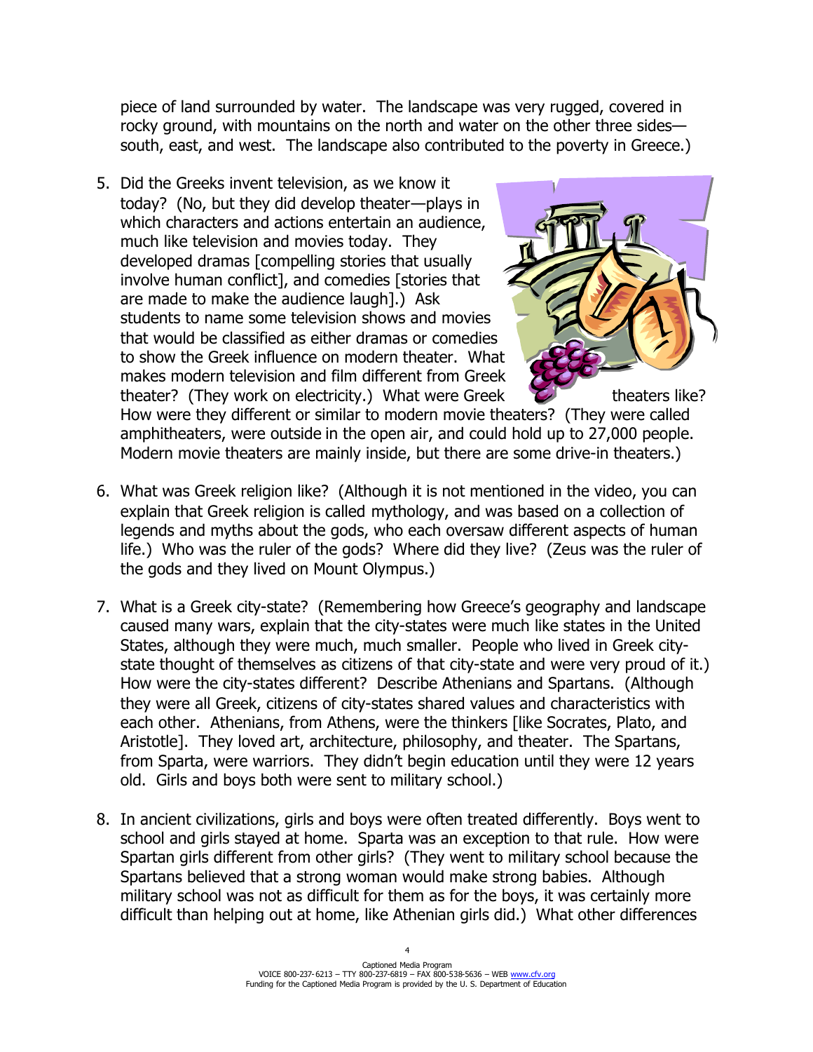piece of land surrounded by water. The landscape was very rugged, covered in rocky ground, with mountains on the north and water on the other three sides—south, east, and west. The landscape also contributed to the poverty in Greece.)

5. Did the Greeks invent television, as we know it today? (No, but they did develop theater—plays in which characters and actions entertain an audience, much like television and movies today. They developed dramas [compelling stories that usually involve human conflict], and comedies [stories that are made to make the audience laugh].) Ask students to name some television shows and movies that would be classified as either dramas or comedies to show the Greek influence on modern theater. What makes modern television and film different from Greek theater? (They work on electricity.) What were Greek theaters like? How were they different or similar to modern movie theaters? (They were called amphitheaters, were outside in the open air, and could hold up to 27,000 people. Modern movie theaters are mainly inside, but there are some drive-in theaters.)

6. What was Greek religion like? (Although it is not mentioned in the video, you can explain that Greek religion is called mythology, and was based on a collection of legends and myths about the gods, who each oversaw different aspects of human life.) Who was the ruler of the gods? Where did they live? (Zeus was the ruler of the gods and they lived on Mount Olympus.)

7. What is a Greek city-state? (Remembering how Greece's geography and landscape caused many wars, explain that the city-states were much like states in the United States, although they were much, much smaller. People who lived in Greek city-state thought of themselves as citizens of that city-state and were very proud of it.) How were the city-states different? Describe Athenians and Spartans. (Although they were all Greek, citizens of city-states shared values and characteristics with each other. Athenians, from Athens, were the thinkers [like Socrates, Plato, and Aristotle]. They loved art, architecture, philosophy, and theater. The Spartans, from Sparta, were warriors. They didn't begin education until they were 12 years old. Girls and boys both were sent to military school.)

8. In ancient civilizations, girls and boys were often treated differently. Boys went to school and girls stayed at home. Sparta was an exception to that rule. How were Spartan girls different from other girls? (They went to military school because the Spartans believed that a strong woman would make strong babies. Although military school was not as difficult for them as for the boys, it was certainly more difficult than helping out at home, like Athenian girls did.) What other differences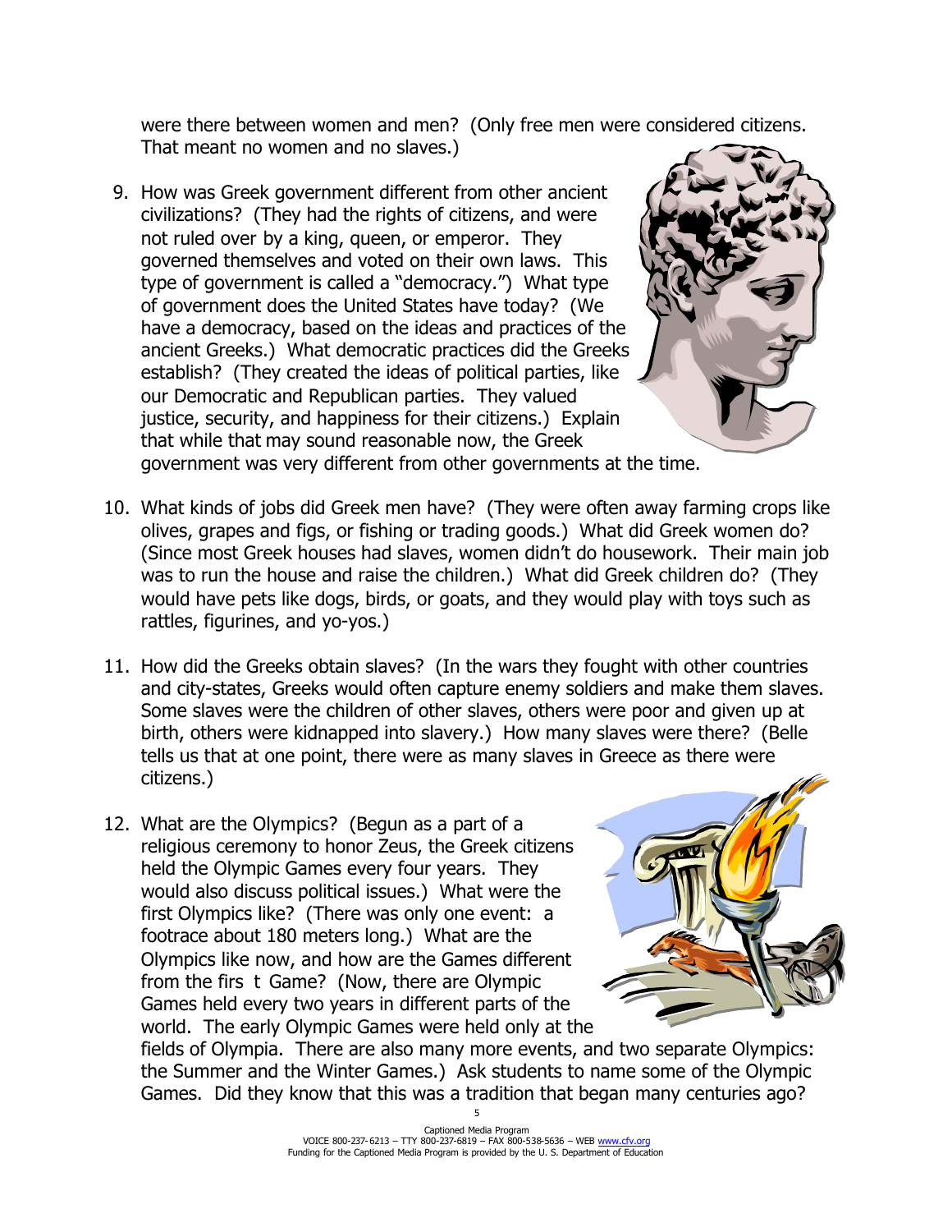were there between women and men? (Only free men were considered citizens. That meant no women and no slaves.)

9. How was Greek government different from other ancient civilizations? (They had the rights of citizens, and were not ruled over by a king, queen, or emperor. They governed themselves and voted on their own laws. This type of government is called a "democracy.") What type of government does the United States have today? (We have a democracy, based on the ideas and practices of the ancient Greeks.) What democratic practices did the Greeks establish? (They created the ideas of political parties, like our Democratic and Republican parties. They valued justice, security, and happiness for their citizens.) Explain that while that may sound reasonable now, the Greek government was very different from other governments at the time.

10. What kinds of jobs did Greek men have? (They were often away farming crops like olives, grapes and figs, or fishing or trading goods.) What did Greek women do? (Since most Greek houses had slaves, women didn't do housework. Their main job was to run the house and raise the children.) What did Greek children do? (They would have pets like dogs, birds, or goats, and they would play with toys such as rattles, figurines, and yo-yos.)

11. How did the Greeks obtain slaves? (In the wars they fought with other countries and city-states, Greeks would often capture enemy soldiers and make them slaves. Some slaves were the children of other slaves, others were poor and given up at birth, others were kidnapped into slavery.) How many slaves were there? (Belle tells us that at one point, there were as many slaves in Greece as there were citizens.)

12. What are the Olympics? (Begun as a part of a religious ceremony to honor Zeus, the Greek citizens held the Olympic Games every four years. They would also discuss political issues.) What were the first Olympics like? (There was only one event: a footrace about 180 meters long.) What are the Olympics like now, and how are the Games different from the firs t Game? (Now, there are Olympic Games held every two years in different parts of the world. The early Olympic Games were held only at the fields of Olympia. There are also many more events, and two separate Olympics: the Summer and the Winter Games.) Ask students to name some of the Olympic Games. Did they know that this was a tradition that began many centuries ago?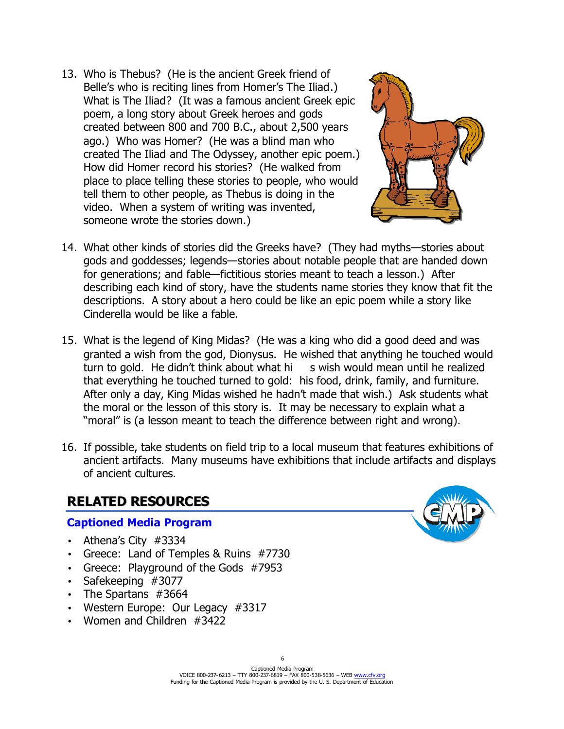13. Who is Thebus? (He is the ancient Greek friend of Belle's who is reciting lines from Homer's The Iliad.) What is The Iliad? (It was a famous ancient Greek epic poem, a long story about Greek heroes and gods created between 800 and 700 B.C., about 2,500 years ago.) Who was Homer? (He was a blind man who created The Iliad and The Odyssey, another epic poem.) How did Homer record his stories? (He walked from place to place telling these stories to people, who would tell them to other people, as Thebus is doing in the video. When a system of writing was invented, someone wrote the stories down.)

14. What other kinds of stories did the Greeks have? (They had myths—stories about gods and goddesses; legends—stories about notable people that are handed down for generations; and fable—fictitious stories meant to teach a lesson.) After describing each kind of story, have the students name stories they know that fit the descriptions. A story about a hero could be like an epic poem while a story like Cinderella would be like a fable.

15. What is the legend of King Midas? (He was a king who did a good deed and was granted a wish from the god, Dionysus. He wished that anything he touched would turn to gold. He didn't think about what hi s wish would mean until he realized that everything he touched turned to gold: his food, drink, family, and furniture. After only a day, King Midas wished he hadn't made that wish.) Ask students what the moral or the lesson of this story is. It may be necessary to explain what a "moral" is (a lesson meant to teach the difference between right and wrong).

16. If possible, take students on field trip to a local museum that features exhibitions of ancient artifacts. Many museums have exhibitions that include artifacts and displays of ancient cultures.

## RELATED RESOURCES

### Captioned Media Program

- Athena's City #3334
- Greece: Land of Temples & Ruins #7730
- Greece: Playground of the Gods #7953
- Safekeeping #3077
- The Spartans #3664
- Western Europe: Our Legacy #3317
- Women and Children #3422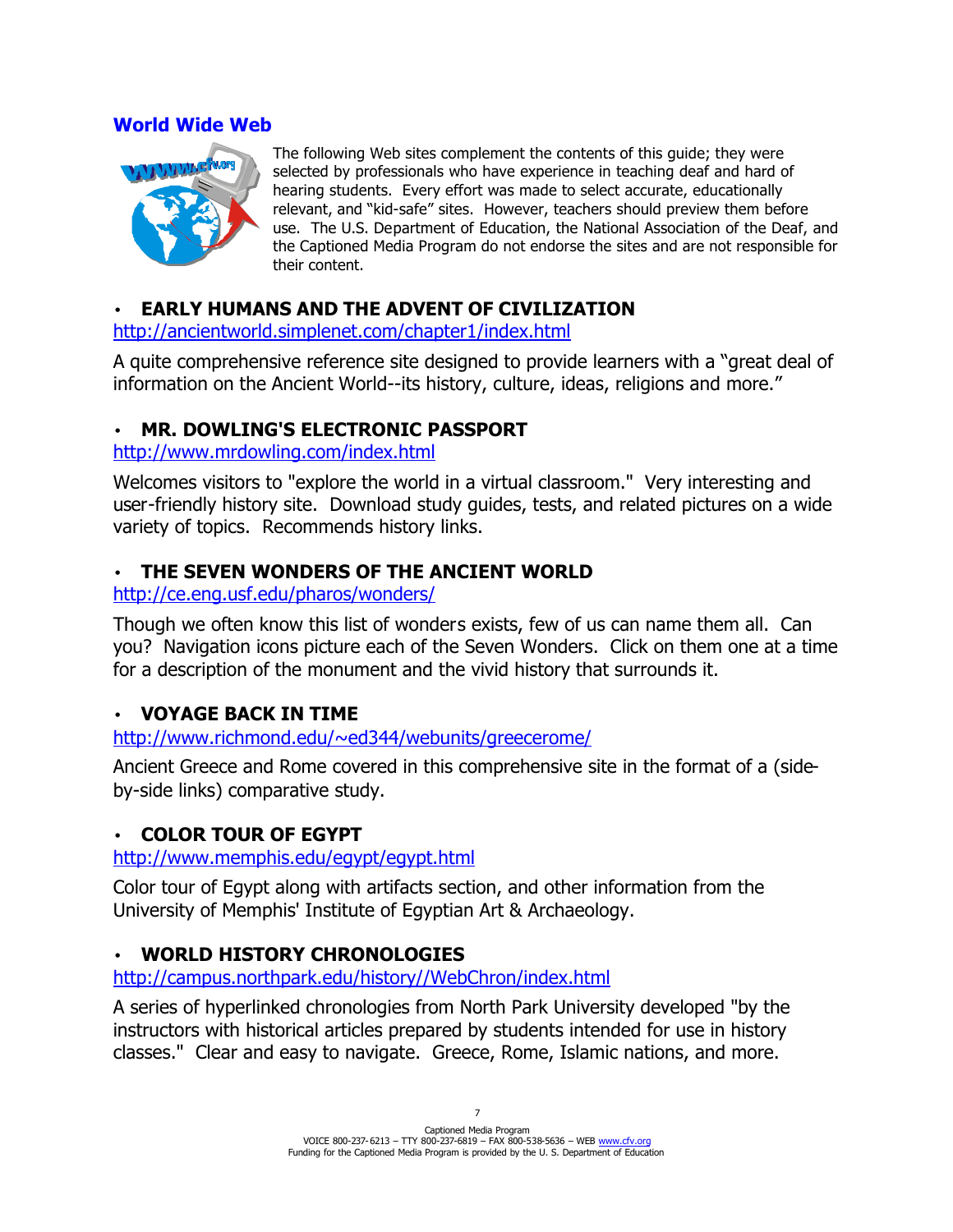## World Wide Web

The following Web sites complement the contents of this guide; they were selected by professionals who have experience in teaching deaf and hard of hearing students. Every effort was made to select accurate, educationally relevant, and "kid-safe" sites. However, teachers should preview them before use. The U.S. Department of Education, the National Association of the Deaf, and the Captioned Media Program do not endorse the sites and are not responsible for their content.

- **EARLY HUMANS AND THE ADVENT OF CIVILIZATION**

  http://ancientworld.simplenet.com/chapter1/index.html

  A quite comprehensive reference site designed to provide learners with a "great deal of information on the Ancient World--its history, culture, ideas, religions and more."

- **MR. DOWLING'S ELECTRONIC PASSPORT**

  http://www.mrdowling.com/index.html

  Welcomes visitors to "explore the world in a virtual classroom." Very interesting and user-friendly history site. Download study guides, tests, and related pictures on a wide variety of topics. Recommends history links.

- **THE SEVEN WONDERS OF THE ANCIENT WORLD**

  http://ce.eng.usf.edu/pharos/wonders/

  Though we often know this list of wonders exists, few of us can name them all. Can you? Navigation icons picture each of the Seven Wonders. Click on them one at a time for a description of the monument and the vivid history that surrounds it.

- **VOYAGE BACK IN TIME**

  http://www.richmond.edu/~ed344/webunits/greecerome/

  Ancient Greece and Rome covered in this comprehensive site in the format of a (side-by-side links) comparative study.

- **COLOR TOUR OF EGYPT**

  http://www.memphis.edu/egypt/egypt.html

  Color tour of Egypt along with artifacts section, and other information from the University of Memphis' Institute of Egyptian Art & Archaeology.

- **WORLD HISTORY CHRONOLOGIES**

  http://campus.northpark.edu/history//WebChron/index.html

  A series of hyperlinked chronologies from North Park University developed "by the instructors with historical articles prepared by students intended for use in history classes." Clear and easy to navigate. Greece, Rome, Islamic nations, and more.